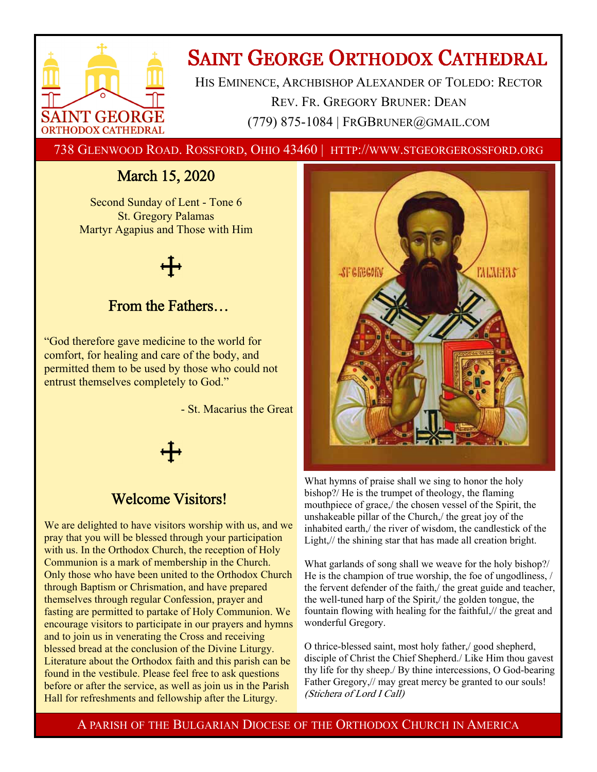# Saint George Orthodox Cathedral

His Eminence, Archbishop Alexander of Toledo: Rector

Rev. Fr. Gregory Bruner: Dean

(779) 875-1084 | FrGBruner@gmail.com

738 Glenwood Road. Rossford, Ohio 43460 | http://www.stgeorgerossford.org

## March 15, 2020

Second Sunday of Lent - Tone 6
St. Gregory Palamas
Martyr Agapius and Those with Him

## From the Fathers…

"God therefore gave medicine to the world for comfort, for healing and care of the body, and permitted them to be used by those who could not entrust themselves completely to God."

- St. Macarius the Great

## Welcome Visitors!

We are delighted to have visitors worship with us, and we pray that you will be blessed through your participation with us. In the Orthodox Church, the reception of Holy Communion is a mark of membership in the Church. Only those who have been united to the Orthodox Church through Baptism or Chrismation, and have prepared themselves through regular Confession, prayer and fasting are permitted to partake of Holy Communion. We encourage visitors to participate in our prayers and hymns and to join us in venerating the Cross and receiving blessed bread at the conclusion of the Divine Liturgy. Literature about the Orthodox faith and this parish can be found in the vestibule. Please feel free to ask questions before or after the service, as well as join us in the Parish Hall for refreshments and fellowship after the Liturgy.

What hymns of praise shall we sing to honor the holy bishop?/ He is the trumpet of theology, the flaming mouthpiece of grace,/ the chosen vessel of the Spirit, the unshakeable pillar of the Church,/ the great joy of the inhabited earth,/ the river of wisdom, the candlestick of the Light,// the shining star that has made all creation bright.

What garlands of song shall we weave for the holy bishop?/ He is the champion of true worship, the foe of ungodliness, / the fervent defender of the faith,/ the great guide and teacher, the well-tuned harp of the Spirit,/ the golden tongue, the fountain flowing with healing for the faithful,// the great and wonderful Gregory.

O thrice-blessed saint, most holy father,/ good shepherd, disciple of Christ the Chief Shepherd./ Like Him thou gavest thy life for thy sheep./ By thine intercessions, O God-bearing Father Gregory,// may great mercy be granted to our souls! *(Stichera of Lord I Call)*

A parish of the Bulgarian Diocese of the Orthodox Church in America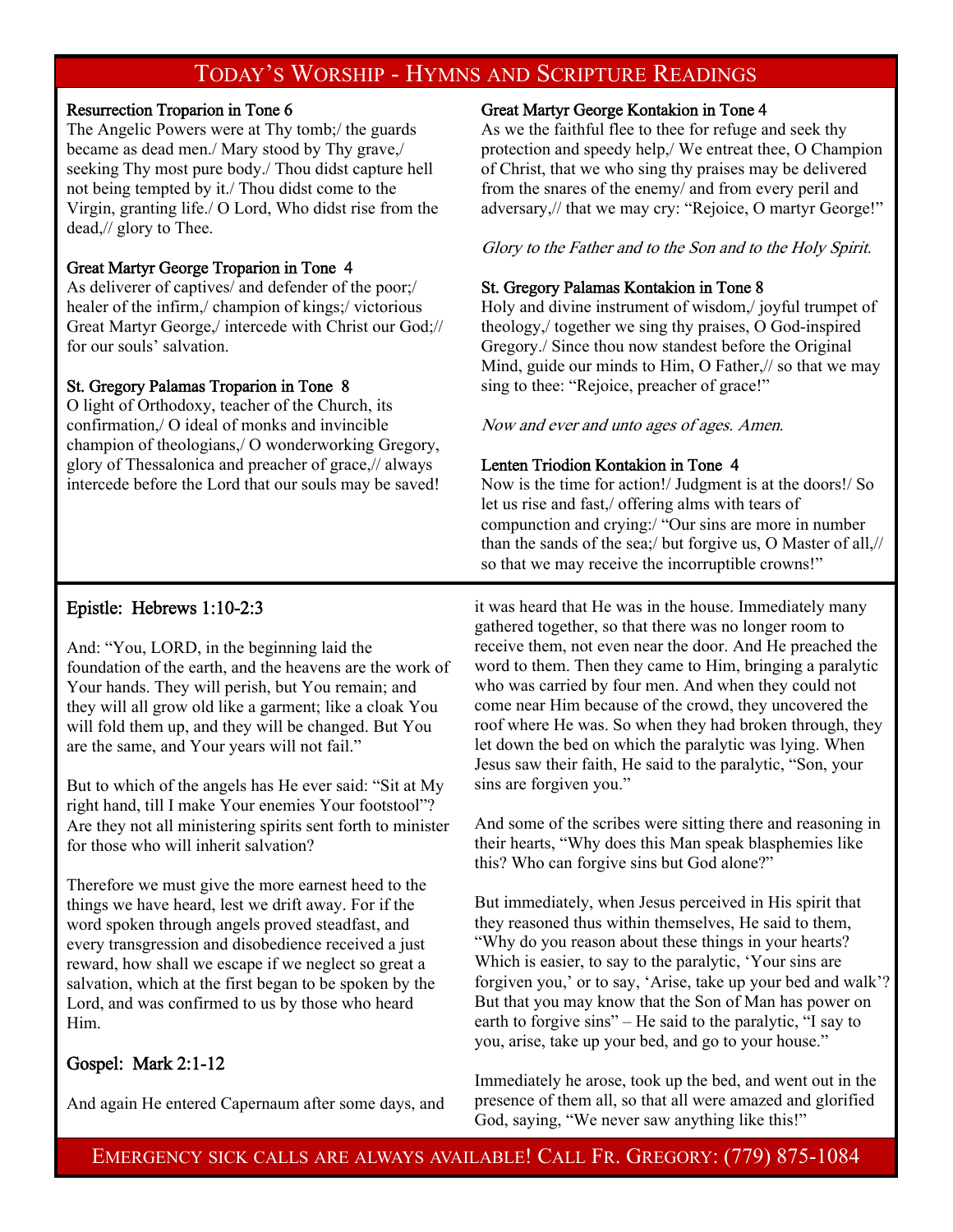## Today's Worship - Hymns and Scripture Readings

### Resurrection Troparion in Tone 6

The Angelic Powers were at Thy tomb;/ the guards became as dead men./ Mary stood by Thy grave,/ seeking Thy most pure body./ Thou didst capture hell not being tempted by it./ Thou didst come to the Virgin, granting life./ O Lord, Who didst rise from the dead,// glory to Thee.

### Great Martyr George Troparion in Tone 4

As deliverer of captives/ and defender of the poor;/ healer of the infirm,/ champion of kings;/ victorious Great Martyr George,/ intercede with Christ our God;// for our souls' salvation.

### St. Gregory Palamas Troparion in Tone 8

O light of Orthodoxy, teacher of the Church, its confirmation,/ O ideal of monks and invincible champion of theologians,/ O wonderworking Gregory, glory of Thessalonica and preacher of grace,// always intercede before the Lord that our souls may be saved!

### Great Martyr George Kontakion in Tone 4

As we the faithful flee to thee for refuge and seek thy protection and speedy help,/ We entreat thee, O Champion of Christ, that we who sing thy praises may be delivered from the snares of the enemy/ and from every peril and adversary,// that we may cry: "Rejoice, O martyr George!"

*Glory to the Father and to the Son and to the Holy Spirit.*

### St. Gregory Palamas Kontakion in Tone 8

Holy and divine instrument of wisdom,/ joyful trumpet of theology,/ together we sing thy praises, O God-inspired Gregory./ Since thou now standest before the Original Mind, guide our minds to Him, O Father,// so that we may sing to thee: "Rejoice, preacher of grace!"

*Now and ever and unto ages of ages. Amen.*

### Lenten Triodion Kontakion in Tone 4

Now is the time for action!/ Judgment is at the doors!/ So let us rise and fast,/ offering alms with tears of compunction and crying:/ "Our sins are more in number than the sands of the sea;/ but forgive us, O Master of all,// so that we may receive the incorruptible crowns!"

### Epistle: Hebrews 1:10-2:3

And: "You, LORD, in the beginning laid the foundation of the earth, and the heavens are the work of Your hands. They will perish, but You remain; and they will all grow old like a garment; like a cloak You will fold them up, and they will be changed. But You are the same, and Your years will not fail."

But to which of the angels has He ever said: "Sit at My right hand, till I make Your enemies Your footstool"? Are they not all ministering spirits sent forth to minister for those who will inherit salvation?

Therefore we must give the more earnest heed to the things we have heard, lest we drift away. For if the word spoken through angels proved steadfast, and every transgression and disobedience received a just reward, how shall we escape if we neglect so great a salvation, which at the first began to be spoken by the Lord, and was confirmed to us by those who heard Him.

### Gospel: Mark 2:1-12

And again He entered Capernaum after some days, and it was heard that He was in the house. Immediately many gathered together, so that there was no longer room to receive them, not even near the door. And He preached the word to them. Then they came to Him, bringing a paralytic who was carried by four men. And when they could not come near Him because of the crowd, they uncovered the roof where He was. So when they had broken through, they let down the bed on which the paralytic was lying. When Jesus saw their faith, He said to the paralytic, "Son, your sins are forgiven you."

And some of the scribes were sitting there and reasoning in their hearts, "Why does this Man speak blasphemies like this? Who can forgive sins but God alone?"

But immediately, when Jesus perceived in His spirit that they reasoned thus within themselves, He said to them, "Why do you reason about these things in your hearts? Which is easier, to say to the paralytic, 'Your sins are forgiven you,' or to say, 'Arise, take up your bed and walk'? But that you may know that the Son of Man has power on earth to forgive sins" – He said to the paralytic, "I say to you, arise, take up your bed, and go to your house."

Immediately he arose, took up the bed, and went out in the presence of them all, so that all were amazed and glorified God, saying, "We never saw anything like this!"

Emergency sick calls are always available! Call Fr. Gregory: (779) 875-1084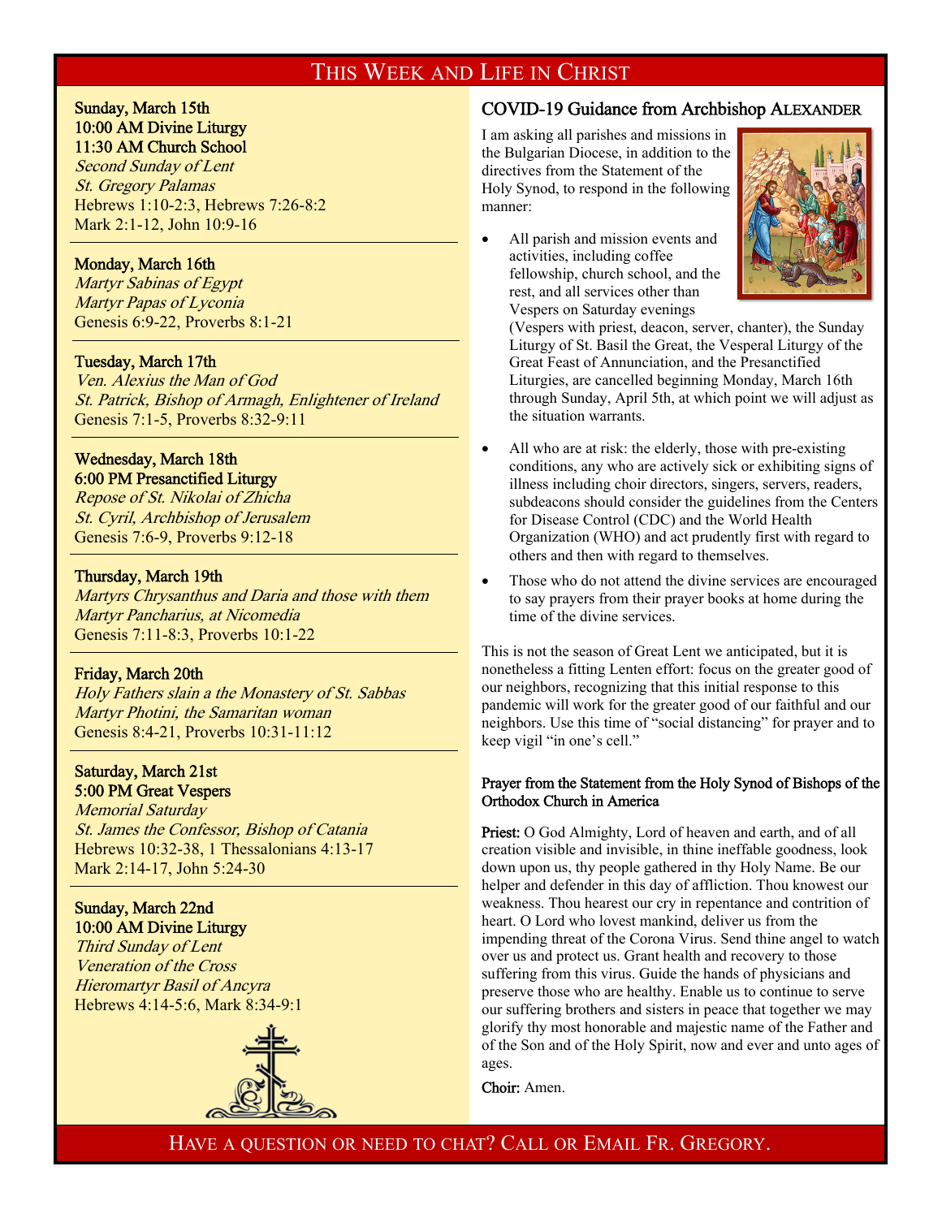# This Week and Life in Christ

**Sunday, March 15th**
**10:00 AM Divine Liturgy**
**11:30 AM Church School**
*Second Sunday of Lent*
*St. Gregory Palamas*
Hebrews 1:10-2:3, Hebrews 7:26-8:2
Mark 2:1-12, John 10:9-16

**Monday, March 16th**
*Martyr Sabinas of Egypt*
*Martyr Papas of Lyconia*
Genesis 6:9-22, Proverbs 8:1-21

**Tuesday, March 17th**
*Ven. Alexius the Man of God*
*St. Patrick, Bishop of Armagh, Enlightener of Ireland*
Genesis 7:1-5, Proverbs 8:32-9:11

**Wednesday, March 18th**
**6:00 PM Presanctified Liturgy**
*Repose of St. Nikolai of Zhicha*
*St. Cyril, Archbishop of Jerusalem*
Genesis 7:6-9, Proverbs 9:12-18

**Thursday, March 19th**
*Martyrs Chrysanthus and Daria and those with them*
*Martyr Pancharius, at Nicomedia*
Genesis 7:11-8:3, Proverbs 10:1-22

**Friday, March 20th**
*Holy Fathers slain a the Monastery of St. Sabbas*
*Martyr Photini, the Samaritan woman*
Genesis 8:4-21, Proverbs 10:31-11:12

**Saturday, March 21st**
**5:00 PM Great Vespers**
*Memorial Saturday*
*St. James the Confessor, Bishop of Catania*
Hebrews 10:32-38, 1 Thessalonians 4:13-17
Mark 2:14-17, John 5:24-30

**Sunday, March 22nd**
**10:00 AM Divine Liturgy**
*Third Sunday of Lent*
*Veneration of the Cross*
*Hieromartyr Basil of Ancyra*
Hebrews 4:14-5:6, Mark 8:34-9:1

## COVID-19 Guidance from Archbishop Alexander

I am asking all parishes and missions in the Bulgarian Diocese, in addition to the directives from the Statement of the Holy Synod, to respond in the following manner:

- All parish and mission events and activities, including coffee fellowship, church school, and the rest, and all services other than Vespers on Saturday evenings (Vespers with priest, deacon, server, chanter), the Sunday Liturgy of St. Basil the Great, the Vesperal Liturgy of the Great Feast of Annunciation, and the Presanctified Liturgies, are cancelled beginning Monday, March 16th through Sunday, April 5th, at which point we will adjust as the situation warrants.
- All who are at risk: the elderly, those with pre-existing conditions, any who are actively sick or exhibiting signs of illness including choir directors, singers, servers, readers, subdeacons should consider the guidelines from the Centers for Disease Control (CDC) and the World Health Organization (WHO) and act prudently first with regard to others and then with regard to themselves.
- Those who do not attend the divine services are encouraged to say prayers from their prayer books at home during the time of the divine services.

This is not the season of Great Lent we anticipated, but it is nonetheless a fitting Lenten effort: focus on the greater good of our neighbors, recognizing that this initial response to this pandemic will work for the greater good of our faithful and our neighbors. Use this time of "social distancing" for prayer and to keep vigil "in one's cell."

### Prayer from the Statement from the Holy Synod of Bishops of the Orthodox Church in America

**Priest:** O God Almighty, Lord of heaven and earth, and of all creation visible and invisible, in thine ineffable goodness, look down upon us, thy people gathered in thy Holy Name. Be our helper and defender in this day of affliction. Thou knowest our weakness. Thou hearest our cry in repentance and contrition of heart. O Lord who lovest mankind, deliver us from the impending threat of the Corona Virus. Send thine angel to watch over us and protect us. Grant health and recovery to those suffering from this virus. Guide the hands of physicians and preserve those who are healthy. Enable us to continue to serve our suffering brothers and sisters in peace that together we may glorify thy most honorable and majestic name of the Father and of the Son and of the Holy Spirit, now and ever and unto ages of ages.

**Choir:** Amen.

Have a question or need to chat? Call or Email Fr. Gregory.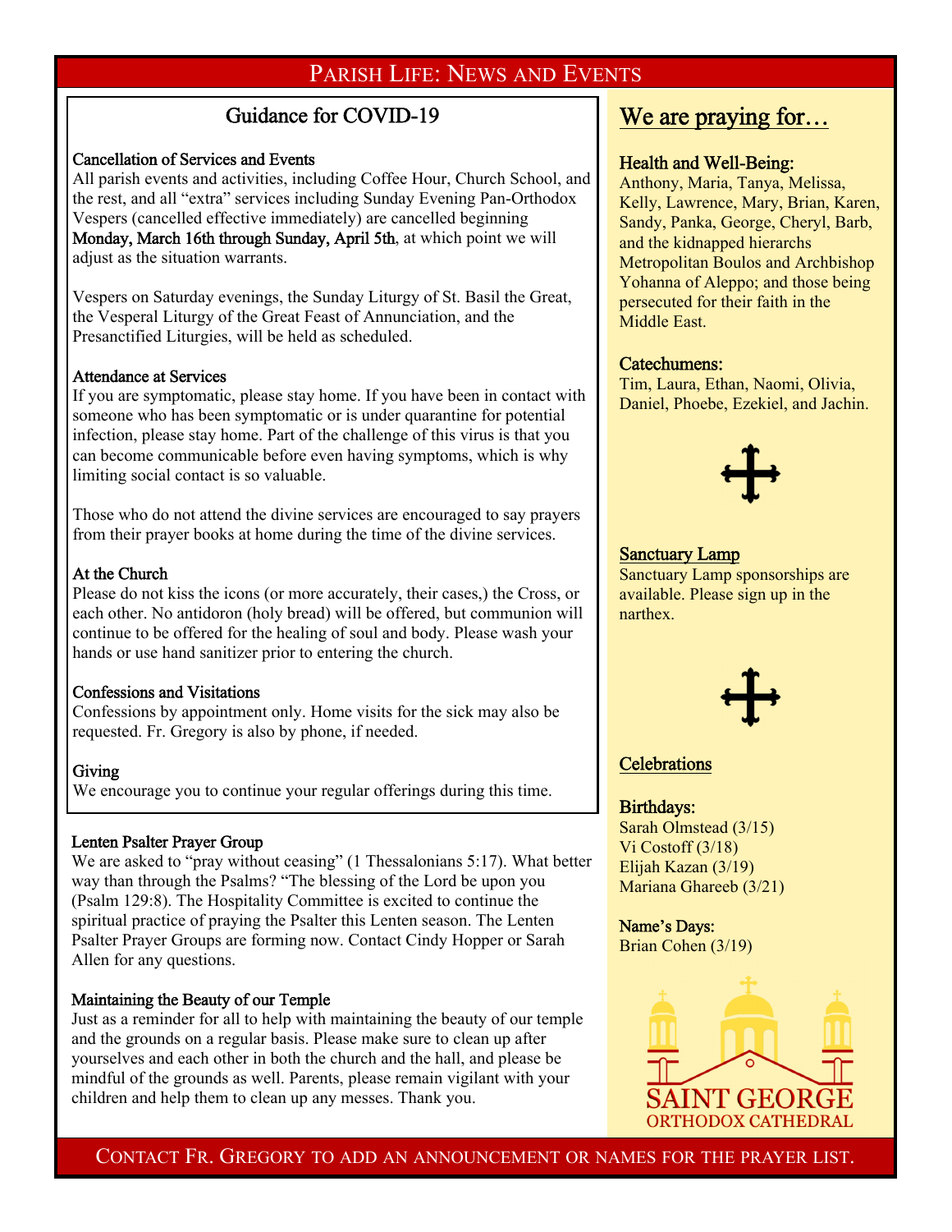# Parish Life: News and Events

## Guidance for COVID-19

### Cancellation of Services and Events

All parish events and activities, including Coffee Hour, Church School, and the rest, and all "extra" services including Sunday Evening Pan-Orthodox Vespers (cancelled effective immediately) are cancelled beginning **Monday, March 16th through Sunday, April 5th**, at which point we will adjust as the situation warrants.

Vespers on Saturday evenings, the Sunday Liturgy of St. Basil the Great, the Vesperal Liturgy of the Great Feast of Annunciation, and the Presanctified Liturgies, will be held as scheduled.

### Attendance at Services

If you are symptomatic, please stay home. If you have been in contact with someone who has been symptomatic or is under quarantine for potential infection, please stay home. Part of the challenge of this virus is that you can become communicable before even having symptoms, which is why limiting social contact is so valuable.

Those who do not attend the divine services are encouraged to say prayers from their prayer books at home during the time of the divine services.

### At the Church

Please do not kiss the icons (or more accurately, their cases,) the Cross, or each other. No antidoron (holy bread) will be offered, but communion will continue to be offered for the healing of soul and body. Please wash your hands or use hand sanitizer prior to entering the church.

### Confessions and Visitations

Confessions by appointment only. Home visits for the sick may also be requested. Fr. Gregory is also by phone, if needed.

### Giving

We encourage you to continue your regular offerings during this time.

### Lenten Psalter Prayer Group

We are asked to "pray without ceasing" (1 Thessalonians 5:17). What better way than through the Psalms? "The blessing of the Lord be upon you (Psalm 129:8). The Hospitality Committee is excited to continue the spiritual practice of praying the Psalter this Lenten season. The Lenten Psalter Prayer Groups are forming now. Contact Cindy Hopper or Sarah Allen for any questions.

### Maintaining the Beauty of our Temple

Just as a reminder for all to help with maintaining the beauty of our temple and the grounds on a regular basis. Please make sure to clean up after yourselves and each other in both the church and the hall, and please be mindful of the grounds as well. Parents, please remain vigilant with your children and help them to clean up any messes. Thank you.

## We are praying for…

### Health and Well-Being:

Anthony, Maria, Tanya, Melissa, Kelly, Lawrence, Mary, Brian, Karen, Sandy, Panka, George, Cheryl, Barb, and the kidnapped hierarchs Metropolitan Boulos and Archbishop Yohanna of Aleppo; and those being persecuted for their faith in the Middle East.

### Catechumens:

Tim, Laura, Ethan, Naomi, Olivia, Daniel, Phoebe, Ezekiel, and Jachin.

### Sanctuary Lamp

Sanctuary Lamp sponsorships are available. Please sign up in the narthex.

### Celebrations

**Birthdays:**

Sarah Olmstead (3/15)
Vi Costoff (3/18)
Elijah Kazan (3/19)
Mariana Ghareeb (3/21)

**Name's Days:**

Brian Cohen (3/19)

SAINT GEORGE
ORTHODOX CATHEDRAL

Contact Fr. Gregory to add an announcement or names for the prayer list.